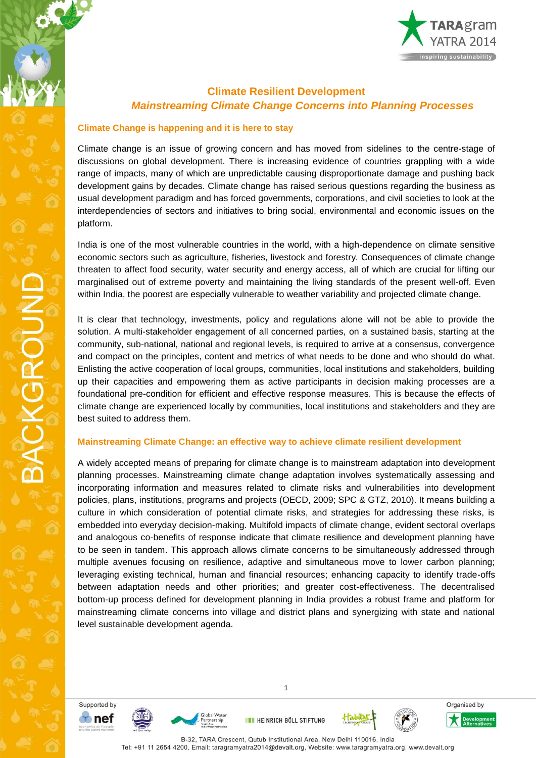# Climate Resilient Development

## *Mainstreaming Climate Change Concerns into Planning Processes*

### Climate Change is happening and it is here to stay

Climate change is an issue of growing concern and has moved from sidelines to the centre-stage of discussions on global development. There is increasing evidence of countries grappling with a wide range of impacts, many of which are unpredictable causing disproportionate damage and pushing back development gains by decades. Climate change has raised serious questions regarding the business as usual development paradigm and has forced governments, corporations, and civil societies to look at the interdependencies of sectors and initiatives to bring social, environmental and economic issues on the platform.

India is one of the most vulnerable countries in the world, with a high-dependence on climate sensitive economic sectors such as agriculture, fisheries, livestock and forestry. Consequences of climate change threaten to affect food security, water security and energy access, all of which are crucial for lifting our marginalised out of extreme poverty and maintaining the living standards of the present well-off. Even within India, the poorest are especially vulnerable to weather variability and projected climate change.

It is clear that technology, investments, policy and regulations alone will not be able to provide the solution. A multi-stakeholder engagement of all concerned parties, on a sustained basis, starting at the community, sub-national, national and regional levels, is required to arrive at a consensus, convergence and compact on the principles, content and metrics of what needs to be done and who should do what. Enlisting the active cooperation of local groups, communities, local institutions and stakeholders, building up their capacities and empowering them as active participants in decision making processes are a foundational pre-condition for efficient and effective response measures. This is because the effects of climate change are experienced locally by communities, local institutions and stakeholders and they are best suited to address them.

### Mainstreaming Climate Change: an effective way to achieve climate resilient development

A widely accepted means of preparing for climate change is to mainstream adaptation into development planning processes. Mainstreaming climate change adaptation involves systematically assessing and incorporating information and measures related to climate risks and vulnerabilities into development policies, plans, institutions, programs and projects (OECD, 2009; SPC & GTZ, 2010). It means building a culture in which consideration of potential climate risks, and strategies for addressing these risks, is embedded into everyday decision-making. Multifold impacts of climate change, evident sectoral overlaps and analogous co-benefits of response indicate that climate resilience and development planning have to be seen in tandem. This approach allows climate concerns to be simultaneously addressed through multiple avenues focusing on resilience, adaptive and simultaneous move to lower carbon planning; leveraging existing technical, human and financial resources; enhancing capacity to identify trade-offs between adaptation needs and other priorities; and greater cost-effectiveness. The decentralised bottom-up process defined for development planning in India provides a robust frame and platform for mainstreaming climate concerns into village and district plans and synergizing with state and national level sustainable development agenda.

Supported by: nef, Global Water Partnership, Heinrich Böll Stiftung, Habitat Technology Group, Keystone Foundation

Organised by: Development Alternatives

B-32, TARA Crescent, Qutub Institutional Area, New Delhi 110016, India
Tel: +91 11 2654 4200, Email: taragramyatra2014@devalt.org, Website: www.taragramyatra.org, www.devalt.org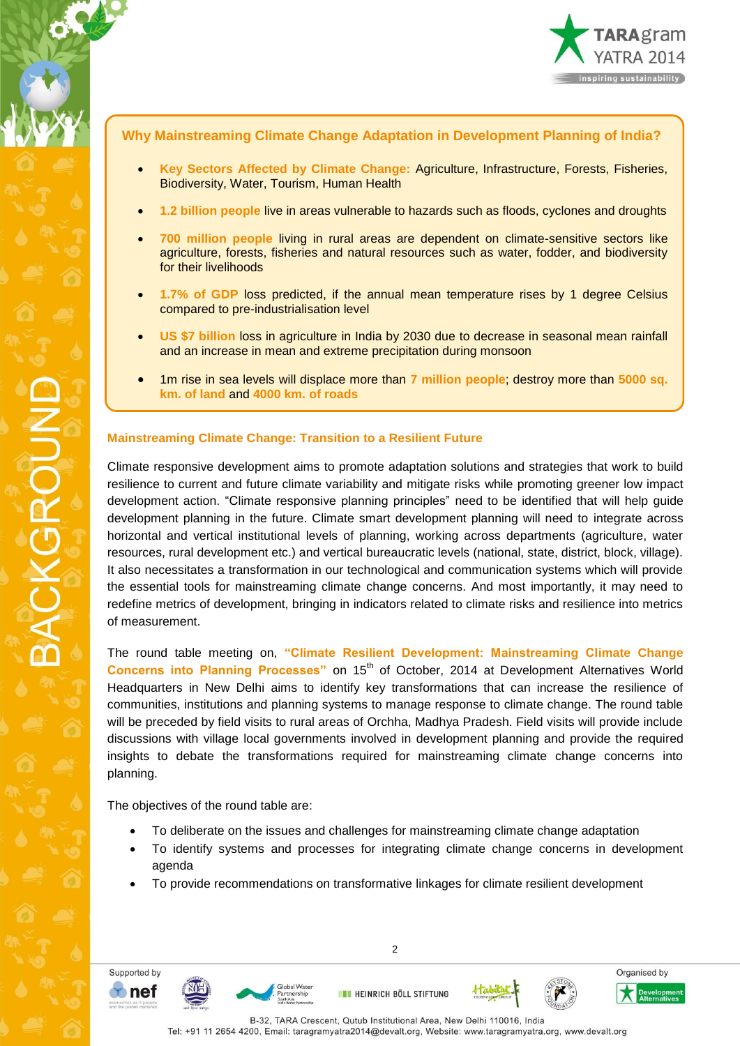## Why Mainstreaming Climate Change Adaptation in Development Planning of India?

- **Key Sectors Affected by Climate Change:** Agriculture, Infrastructure, Forests, Fisheries, Biodiversity, Water, Tourism, Human Health
- **1.2 billion people** live in areas vulnerable to hazards such as floods, cyclones and droughts
- **700 million people** living in rural areas are dependent on climate-sensitive sectors like agriculture, forests, fisheries and natural resources such as water, fodder, and biodiversity for their livelihoods
- **1.7% of GDP** loss predicted, if the annual mean temperature rises by 1 degree Celsius compared to pre-industrialisation level
- **US $7 billion** loss in agriculture in India by 2030 due to decrease in seasonal mean rainfall and an increase in mean and extreme precipitation during monsoon
- 1m rise in sea levels will displace more than **7 million people**; destroy more than **5000 sq. km. of land** and **4000 km. of roads**

### Mainstreaming Climate Change: Transition to a Resilient Future

Climate responsive development aims to promote adaptation solutions and strategies that work to build resilience to current and future climate variability and mitigate risks while promoting greener low impact development action. "Climate responsive planning principles" need to be identified that will help guide development planning in the future. Climate smart development planning will need to integrate across horizontal and vertical institutional levels of planning, working across departments (agriculture, water resources, rural development etc.) and vertical bureaucratic levels (national, state, district, block, village). It also necessitates a transformation in our technological and communication systems which will provide the essential tools for mainstreaming climate change concerns. And most importantly, it may need to redefine metrics of development, bringing in indicators related to climate risks and resilience into metrics of measurement.

The round table meeting on, **"Climate Resilient Development: Mainstreaming Climate Change Concerns into Planning Processes"** on 15th of October, 2014 at Development Alternatives World Headquarters in New Delhi aims to identify key transformations that can increase the resilience of communities, institutions and planning systems to manage response to climate change. The round table will be preceded by field visits to rural areas of Orchha, Madhya Pradesh. Field visits will provide include discussions with village local governments involved in development planning and provide the required insights to debate the transformations required for mainstreaming climate change concerns into planning.

The objectives of the round table are:

- To deliberate on the issues and challenges for mainstreaming climate change adaptation
- To identify systems and processes for integrating climate change concerns in development agenda
- To provide recommendations on transformative linkages for climate resilient development

Supported by

Organised by

B-32, TARA Crescent, Qutub Institutional Area, New Delhi 110016, India
Tel: +91 11 2654 4200, Email: taragramyatra2014@devalt.org, Website: www.taragramyatra.org, www.devalt.org